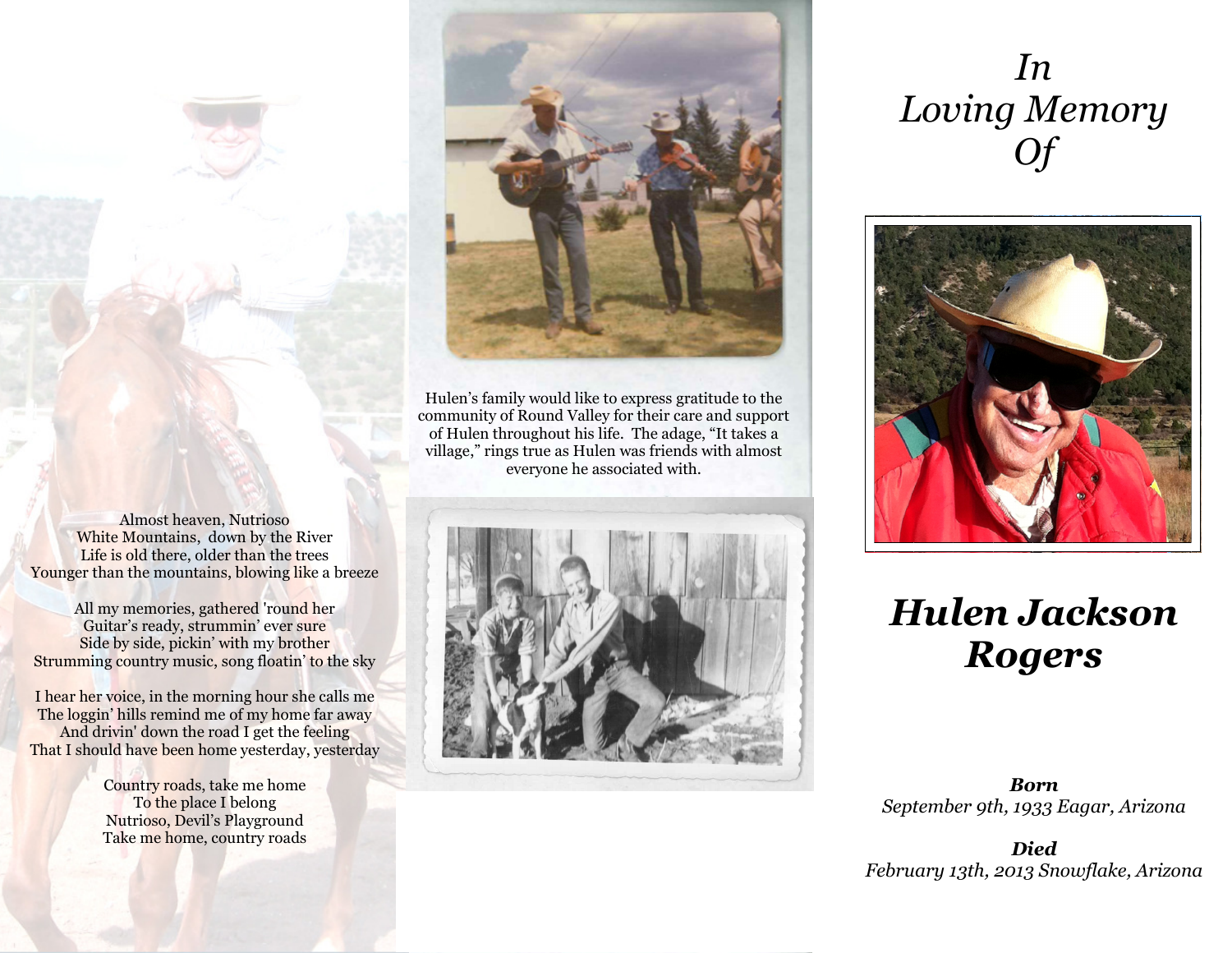# In Loving Memory Of

# *Hulen Jackson Rogers*

***Born***
*September 9th, 1933 Eagar, Arizona*

***Died***
*February 13th, 2013 Snowflake, Arizona*

Hulen's family would like to express gratitude to the community of Round Valley for their care and support of Hulen throughout his life. The adage, "It takes a village," rings true as Hulen was friends with almost everyone he associated with.

Almost heaven, Nutrioso
White Mountains, down by the River
Life is old there, older than the trees
Younger than the mountains, blowing like a breeze

All my memories, gathered 'round her
Guitar's ready, strummin' ever sure
Side by side, pickin' with my brother
Strumming country music, song floatin' to the sky

I hear her voice, in the morning hour she calls me
The loggin' hills remind me of my home far away
And drivin' down the road I get the feeling
That I should have been home yesterday, yesterday

Country roads, take me home
To the place I belong
Nutrioso, Devil's Playground
Take me home, country roads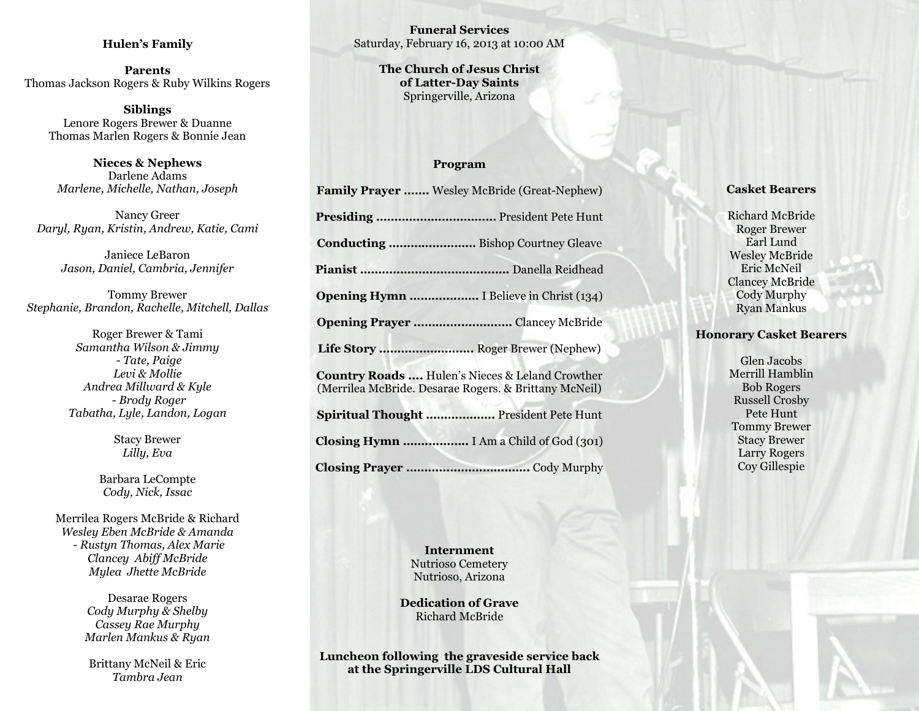### Hulen's Family

**Parents**
Thomas Jackson Rogers & Ruby Wilkins Rogers

**Siblings**
Lenore Rogers Brewer & Duanne
Thomas Marlen Rogers & Bonnie Jean

**Nieces & Nephews**

Darlene Adams
*Marlene, Michelle, Nathan, Joseph*

Nancy Greer
*Daryl, Ryan, Kristin, Andrew, Katie, Cami*

Janiece LeBaron
*Jason, Daniel, Cambria, Jennifer*

Tommy Brewer
*Stephanie, Brandon, Rachelle, Mitchell, Dallas*

Roger Brewer & Tami
*Samantha Wilson & Jimmy*
*- Tate, Paige*
*Levi & Mollie*
*Andrea Millward & Kyle*
*- Brody Roger*
*Tabatha, Lyle, Landon, Logan*

Stacy Brewer
*Lilly, Eva*

Barbara LeCompte
*Cody, Nick, Issac*

Merrilea Rogers McBride & Richard
*Wesley Eben McBride & Amanda*
*- Rustyn Thomas, Alex Marie*
*Clancey Abiff McBride*
*Mylea Jhette McBride*

Desarae Rogers
*Cody Murphy & Shelby*
*Cassey Rae Murphy*
*Marlen Mankus & Ryan*

Brittany McNeil & Eric
*Tambra Jean*

**Funeral Services**
Saturday, February 16, 2013 at 10:00 AM

**The Church of Jesus Christ of Latter-Day Saints**
Springerville, Arizona

### Program

**Family Prayer .......** Wesley McBride (Great-Nephew)

**Presiding ................................** President Pete Hunt

**Conducting .......................** Bishop Courtney Gleave

**Pianist ........................................** Danella Reidhead

**Opening Hymn ..................** I Believe in Christ (134)

**Opening Prayer ..........................** Clancey McBride

**Life Story .........................** Roger Brewer (Nephew)

**Country Roads ....** Hulen's Nieces & Leland Crowther (Merrilea McBride. Desarae Rogers. & Brittany McNeil)

**Spiritual Thought ..................** President Pete Hunt

**Closing Hymn .................** I Am a Child of God (301)

**Closing Prayer .................................** Cody Murphy

**Internment**
Nutrioso Cemetery
Nutrioso, Arizona

**Dedication of Grave**
Richard McBride

**Luncheon following the graveside service back at the Springerville LDS Cultural Hall**

### Casket Bearers

Richard McBride
Roger Brewer
Earl Lund
Wesley McBride
Eric McNeil
Clancey McBride
Cody Murphy
Ryan Mankus

### Honorary Casket Bearers

Glen Jacobs
Merrill Hamblin
Bob Rogers
Russell Crosby
Pete Hunt
Tommy Brewer
Stacy Brewer
Larry Rogers
Coy Gillespie